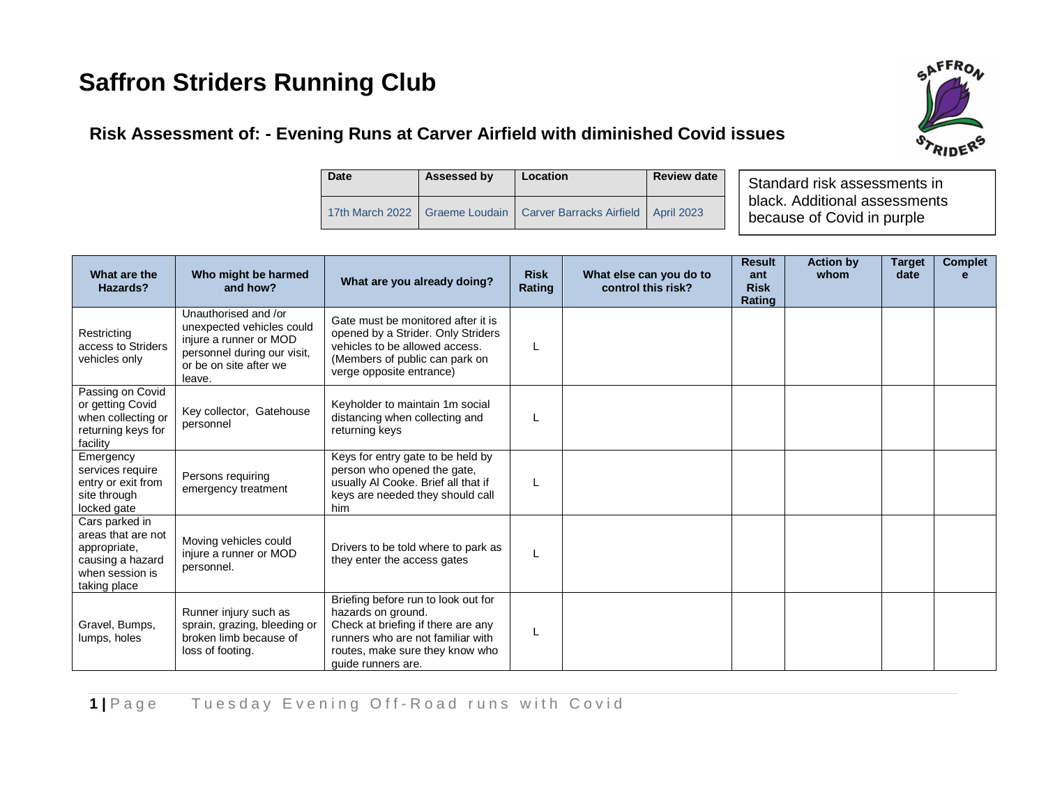# Saffron Striders Running Club

## Risk Assessment of: - Evening Runs at Carver Airfield with diminished Covid issues

| Date | Assessed by | Location | Review date |
|---|---|---|---|
| 17th March 2022 | Graeme Loudain | Carver Barracks Airfield | April 2023 |

Standard risk assessments in black. Additional assessments because of Covid in purple

| What are the Hazards? | Who might be harmed and how? | What are you already doing? | Risk Rating | What else can you do to control this risk? | Resultant Risk Rating | Action by whom | Target date | Complete |
|---|---|---|---|---|---|---|---|---|
| Restricting access to Striders vehicles only | Unauthorised and /or unexpected vehicles could injure a runner or MOD personnel during our visit, or be on site after we leave. | Gate must be monitored after it is opened by a Strider. Only Striders vehicles to be allowed access. (Members of public can park on verge opposite entrance) | L | | | | | |
| Passing on Covid or getting Covid when collecting or returning keys for facility | Key collector, Gatehouse personnel | Keyholder to maintain 1m social distancing when collecting and returning keys | L | | | | | |
| Emergency services require entry or exit from site through locked gate | Persons requiring emergency treatment | Keys for entry gate to be held by person who opened the gate, usually Al Cooke. Brief all that if keys are needed they should call him | L | | | | | |
| Cars parked in areas that are not appropriate, causing a hazard when session is taking place | Moving vehicles could injure a runner or MOD personnel. | Drivers to be told where to park as they enter the access gates | L | | | | | |
| Gravel, Bumps, lumps, holes | Runner injury such as sprain, grazing, bleeding or broken limb because of loss of footing. | Briefing before run to look out for hazards on ground.<br>Check at briefing if there are any runners who are not familiar with routes, make sure they know who guide runners are. | L | | | | | |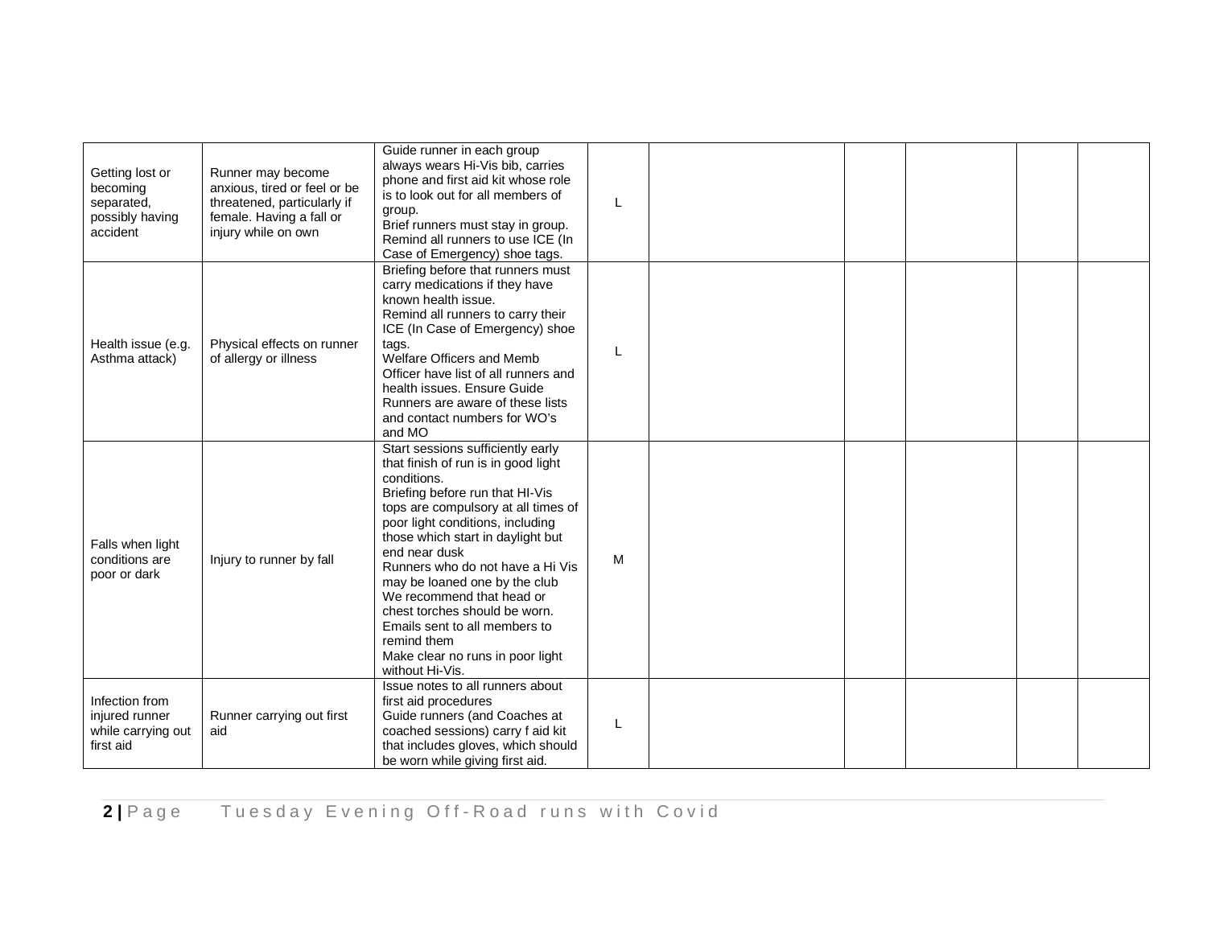| | | | | | | | | |
|---|---|---|---|---|---|---|---|---|
| Getting lost or becoming separated, possibly having accident | Runner may become anxious, tired or feel or be threatened, particularly if female. Having a fall or injury while on own | Guide runner in each group always wears Hi-Vis bib, carries phone and first aid kit whose role is to look out for all members of group.<br>Brief runners must stay in group.<br>Remind all runners to use ICE (In Case of Emergency) shoe tags. | L | | | | | |
| Health issue (e.g. Asthma attack) | Physical effects on runner of allergy or illness | Briefing before that runners must carry medications if they have known health issue.<br>Remind all runners to carry their ICE (In Case of Emergency) shoe tags.<br>Welfare Officers and Memb Officer have list of all runners and health issues. Ensure Guide Runners are aware of these lists and contact numbers for WO's and MO | L | | | | | |
| Falls when light conditions are poor or dark | Injury to runner by fall | Start sessions sufficiently early that finish of run is in good light conditions.<br>Briefing before run that HI-Vis tops are compulsory at all times of poor light conditions, including those which start in daylight but end near dusk<br>Runners who do not have a Hi Vis may be loaned one by the club<br>We recommend that head or chest torches should be worn.<br>Emails sent to all members to remind them<br>Make clear no runs in poor light without Hi-Vis. | M | | | | | |
| Infection from injured runner while carrying out first aid | Runner carrying out first aid | Issue notes to all runners about first aid procedures<br>Guide runners (and Coaches at coached sessions) carry f aid kit that includes gloves, which should be worn while giving first aid. | L | | | | | |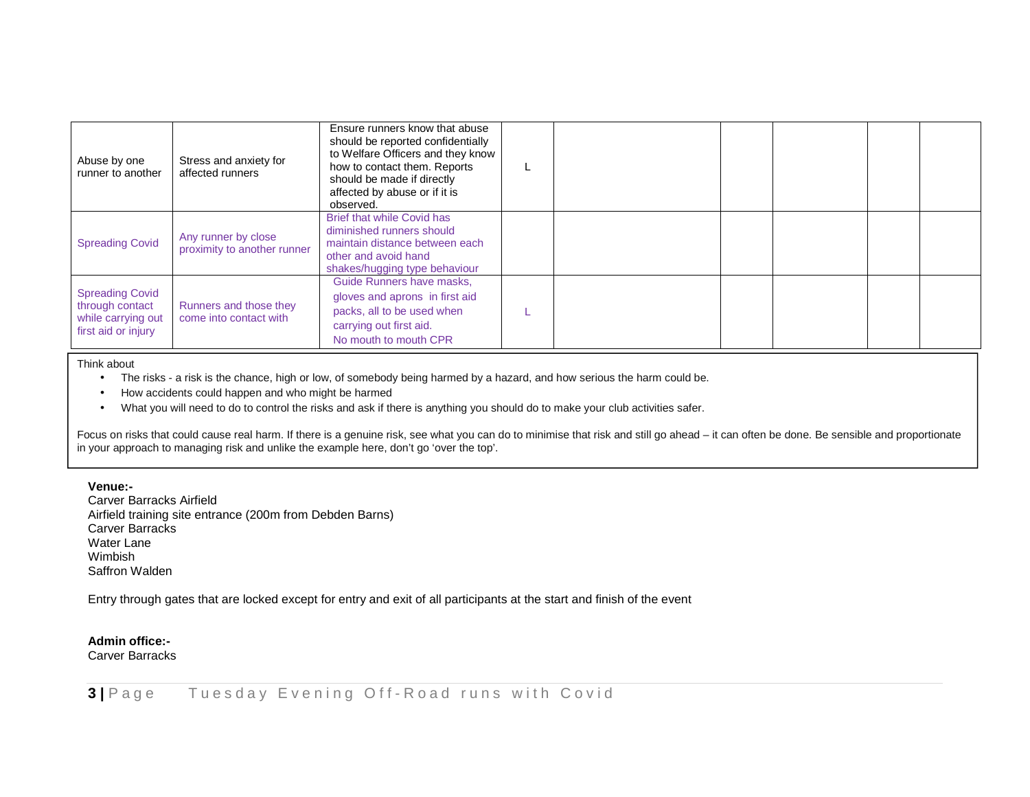| | | | | | | | | |
|---|---|---|---|---|---|---|---|---|
| Abuse by one runner to another | Stress and anxiety for affected runners | Ensure runners know that abuse should be reported confidentially to Welfare Officers and they know how to contact them. Reports should be made if directly affected by abuse or if it is observed. | L | | | | | |
| Spreading Covid | Any runner by close proximity to another runner | Brief that while Covid has diminished runners should maintain distance between each other and avoid hand shakes/hugging type behaviour | | | | | | |
| Spreading Covid through contact while carrying out first aid or injury | Runners and those they come into contact with | Guide Runners have masks, gloves and aprons in first aid packs, all to be used when carrying out first aid. No mouth to mouth CPR | L | | | | | |

Think about

- The risks - a risk is the chance, high or low, of somebody being harmed by a hazard, and how serious the harm could be.
- How accidents could happen and who might be harmed
- What you will need to do to control the risks and ask if there is anything you should do to make your club activities safer.

Focus on risks that could cause real harm. If there is a genuine risk, see what you can do to minimise that risk and still go ahead – it can often be done. Be sensible and proportionate in your approach to managing risk and unlike the example here, don't go 'over the top'.

**Venue:-**
Carver Barracks Airfield
Airfield training site entrance (200m from Debden Barns)
Carver Barracks
Water Lane
Wimbish
Saffron Walden

Entry through gates that are locked except for entry and exit of all participants at the start and finish of the event

**Admin office:-**
Carver Barracks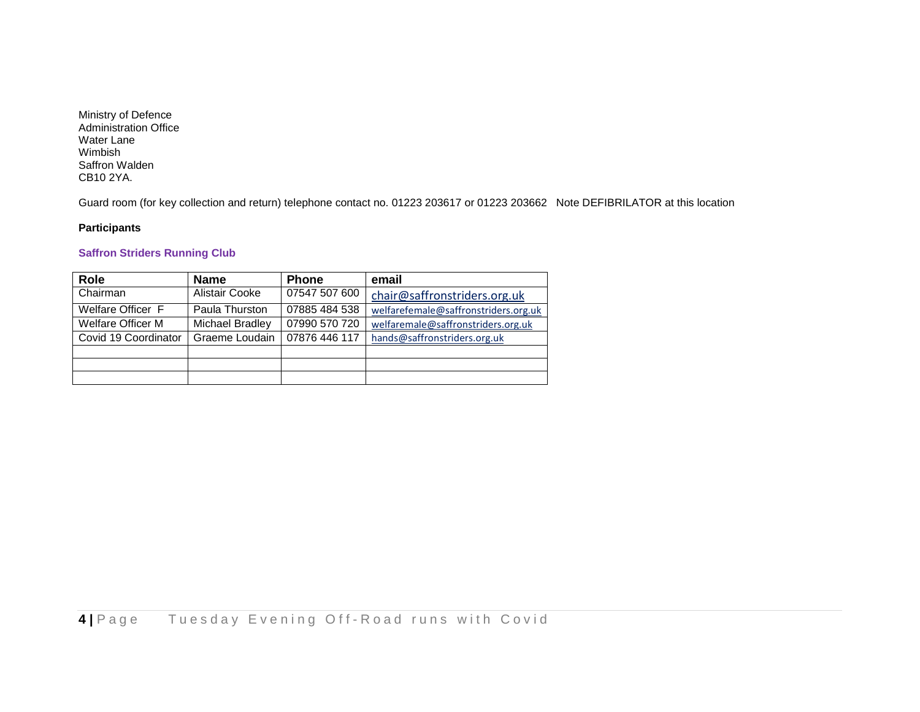Ministry of Defence
Administration Office
Water Lane
Wimbish
Saffron Walden
CB10 2YA.

Guard room (for key collection and return) telephone contact no. 01223 203617 or 01223 203662   Note DEFIBRILATOR at this location

**Participants**

**Saffron Striders Running Club**

| Role | Name | Phone | email |
|---|---|---|---|
| Chairman | Alistair Cooke | 07547 507 600 | chair@saffronstriders.org.uk |
| Welfare Officer  F | Paula Thurston | 07885 484 538 | welfarefemale@saffronstriders.org.uk |
| Welfare Officer M | Michael Bradley | 07990 570 720 | welfaremale@saffronstriders.org.uk |
| Covid 19 Coordinator | Graeme Loudain | 07876 446 117 | hands@saffronstriders.org.uk |
| | | | |
| | | | |
| | | | |